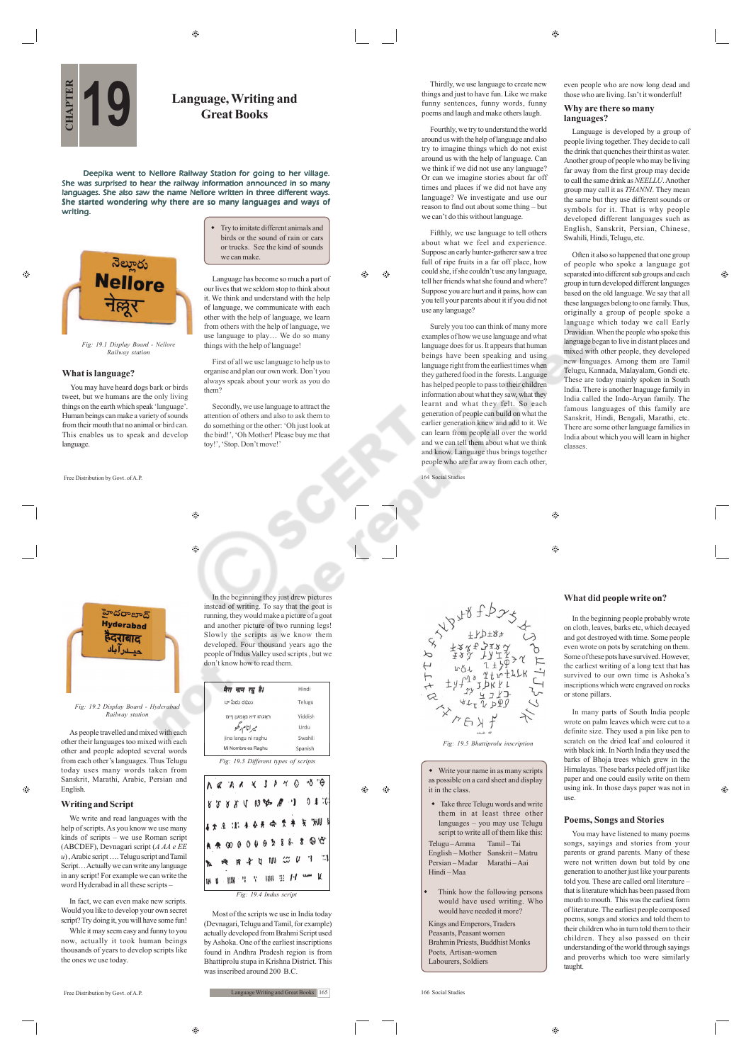# CHAPTER 19

# Language, Writing and Great Books

Deepika went to Nellore Railway Station for going to her village. She was surprised to hear the railway information announced in so many languages. She also saw the name Nellore written in three different ways. She started wondering why there are so many languages and ways of writing.

Fig: 19.1 Display Board - Nellore Railway station

- Try to imitate different animals and birds or the sound of rain or cars or trucks. See the kind of sounds we can make.

Language has become so much a part of our lives that we seldom stop to think about it. We think and understand with the help of language, we communicate with each other with the help of language, we learn from others with the help of language, we use language to play… We do so many things with the help of language!

## What is language?

You may have heard dogs bark or birds tweet, but we humans are the only living things on the earth which speak 'language'. Human beings can make a variety of sounds from their mouth that no animal or bird can. This enables us to speak and develop language.

First of all we use language to help us to organise and plan our own work. Don't you always speak about your work as you do them?

Secondly, we use language to attract the attention of others and also to ask them to do something or the other: 'Oh just look at the bird!', 'Oh Mother! Please buy me that toy!', 'Stop. Don't move!'

Thirdly, we use language to create new things and just to have fun. Like we make funny sentences, funny words, funny poems and laugh and make others laugh.

Fourthly, we try to understand the world around us with the help of language and also try to imagine things which do not exist around us with the help of language. Can we think if we did not use any language? Or can we imagine stories about far off times and places if we did not have any language? We investigate and use our reason to find out about some thing – but we can't do this without language.

Fifthly, we use language to tell others about what we feel and experience. Suppose an early hunter-gatherer saw a tree full of ripe fruits in a far off place, how could she, if she couldn't use any language, tell her friends what she found and where? Suppose you are hurt and it pains, how can you tell your parents about it if you did not use any language?

Surely you too can think of many more examples of how we use language and what language does for us. It appears that human beings have been speaking and using language right from the earliest times when they gathered food in the forests. Language has helped people to pass to their children information about what they saw, what they learnt and what they felt. So each generation of people can build on what the earlier generation knew and add to it. We can learn from people all over the world and we can tell them about what we think and know. Language thus brings together people who are far away from each other, even people who are now long dead and those who are living. Isn't it wonderful!

## Why are there so many languages?

Language is developed by a group of people living together. They decide to call the drink that quenches their thirst as water. Another group of people who may be living far away from the first group may decide to call the same drink as *NEELLU*. Another group may call it as *THANNI*. They mean the same but they use different sounds or symbols for it. That is why people developed languages such as English, Sanskrit, Persian, Chinese, Swahili, Hindi, Telugu, etc.

Often it also so happened that one group of people who spoke a language got separated into different sub groups and each group in turn developed different languages based on the old language. We say that all these languages belong to one family. Thus, originally a group of people spoke a language which today we call Early Dravidian. When the people who spoke this language began to live in distant places and mixed with other people, they developed new languages. Among them are Tamil Telugu, Kannada, Malayalam, Gondi etc. These are today mainly spoken in South India. There is another lnaguage family in India called the Indo-Aryan family. The famous languages of this family are Sanskrit, Hindi, Bengali, Marathi, etc. There are some other language families in India about which you will learn in higher classes.

Fig: 19.2 Display Board - Hyderabad Railway station

As people travelled and mixed with each other their languages too mixed with each other and people adopted several words from each other's languages. Thus Telugu today uses many words taken from Sanskrit, Marathi, Arabic, Persian and English.

## Writing and Script

We write and read languages with the help of scripts. As you know we use many kinds of scripts – we use Roman script (ABCDEF), Devnagari script (*A AA e EE u*), Arabic script …. Telugu script and Tamil Script… Actually we can write any language in any script! For example we can write the word Hyderabad in all these scripts –

In fact, we can even make new scripts. Would you like to develop your own secret script? Try doing it, you will have some fun!

While it may seem easy and funny to you now, actually it took human beings thousands of years to develop scripts like the ones we use today.

In the beginning they just drew pictures instead of writing. To say that the goat is running, they would make a picture of a goat and another picture of two running legs! Slowly the scripts as we know them developed. Four thousand years ago the people of Indus Valley used scripts, but we don't know how to read them.

| | |
|---|---|
| मेरा नाम रघु है। | Hindi |
| నా పేరు రఘు | Telugu |
| | Yiddish |
| | Urdu |
| jina langu ni raghu | Swahili |
| Mi Nombre es Raghu | Spanish |

Fig: 19.3 Different types of scripts

Fig: 19.4 Indus script

Most of the scripts we use in India today (Devnagari, Telugu and Tamil, for example) actually developed from Brahmi Script used by Ashoka. One of the earliest inscriptions found in Andhra Pradesh region is from Bhattiprolu stupa in Krishna District. This was inscribed around 200 B.C.

Fig: 19.5 Bhattiprolu inscription

- Write your name in as many scripts as possible on a card sheet and display it in the class.
- Take three Telugu words and write them in at least three other languages – you may use Telugu script to write all of them like this:

| | |
|---|---|
| Telugu – Amma | Tamil – Tai |
| English – Mother | Sanskrit – Matru |
| Persian – Madar | Marathi – Aai |
| Hindi – Maa | |

- Think how the following persons would have used writing. Who would have needed it more?

Kings and Emperors, Traders
Peasants, Peasant women
Brahmin Priests, Buddhist Monks
Poets, Artisan-women
Labourers, Soldiers

## What did people write on?

In the beginning people probably wrote on cloth, leaves, barks etc, which decayed and got destroyed with time. Some people even wrote on pots by scratching on them. Some of these pots have survived. However, the earliest writing of a long text that has survived to our own time is Ashoka's inscriptions which were engraved on rocks or stone pillars.

In many parts of South India people wrote on palm leaves which were cut to a definite size. They used a pin like pen to scratch on the dried leaf and coloured it with black ink. In North India they used the barks of Bhoja trees which grew in the Himalayas. These barks peeled off just like paper and one could easily write on them using ink. In those days paper was not in use.

## Poems, Songs and Stories

You may have listened to many poems songs, sayings and stories from your parents or grand parents. Many of these were not written down but told by one generation to another just like your parents told you. These are called oral literature – that is literature which has been passed from mouth to mouth. This was the earliest form of literature. The earliest people composed poems, songs and stories and told them to their children who in turn told them to their children. They also passed on their understanding of the world through sayings and proverbs which too were similarly taught.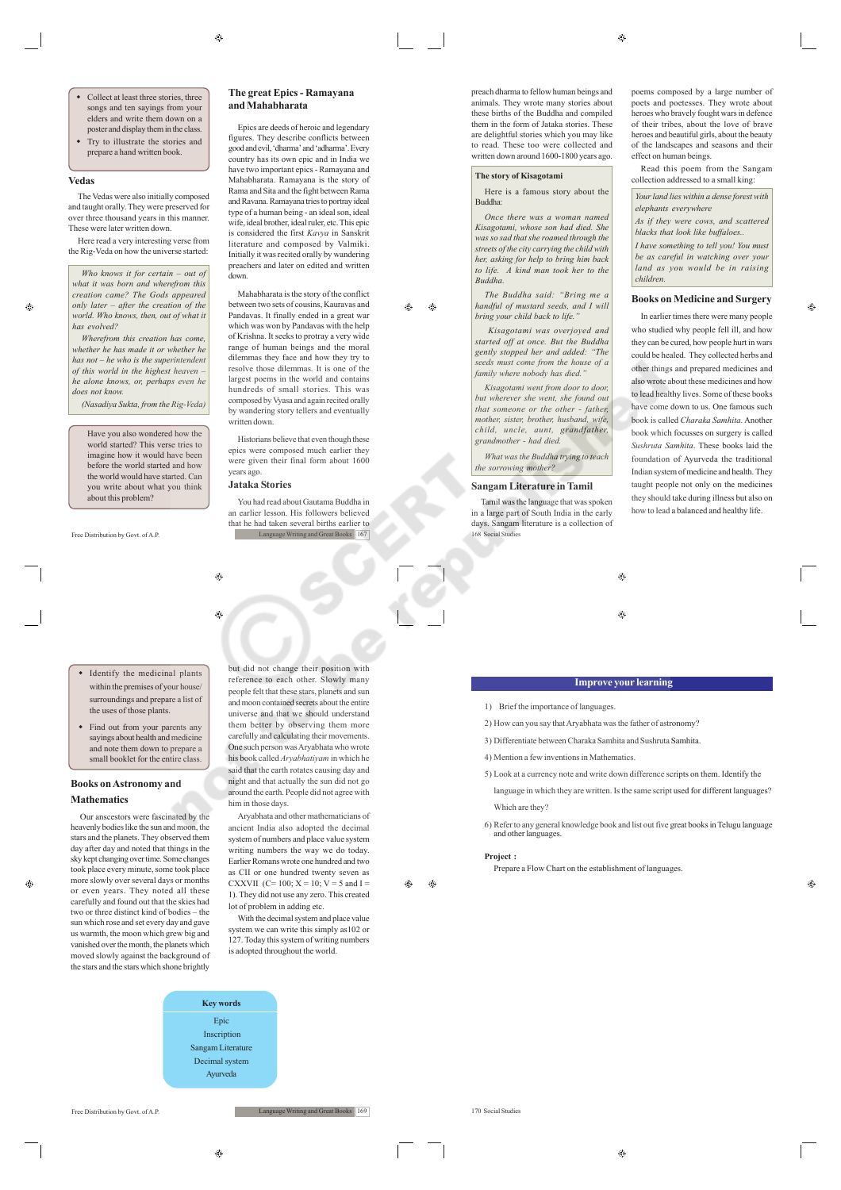- Collect at least three stories, three songs and ten sayings from your elders and write them down on a poster and display them in the class.
- Try to illustrate the stories and prepare a hand written book.

## Vedas

The Vedas were also initially composed and taught orally. They were preserved for over three thousand years in this manner. These were later written down.

Here read a very interesting verse from the Rig-Veda on how the universe started:

> *Who knows it for certain – out of what it was born and wherefrom this creation came? The Gods appeared only later – after the creation of the world. Who knows, then, out of what it has evolved?*
>
> *Wherefrom this creation has come, whether he has made it or whether he has not – he who is the superintendent of this world in the highest heaven – he alone knows, or, perhaps even he does not know.*
>
> *(Nasadiya Sukta, from the Rig-Veda)*

Have you also wondered how the world started? This verse tries to imagine how it would have been before the world started and how the world would have started. Can you write about what you think about this problem?

## The great Epics - Ramayana and Mahabharata

Epics are deeds of heroic and legendary figures. They describe conflicts between good and evil, 'dharma' and 'adharma'. Every country has its own epic and in India we have two important epics - Ramayana and Mahabharata. Ramayana is the story of Rama and Sita and the fight between Rama and Ravana. Ramayana tries to portray ideal type of a human being - an ideal son, ideal wife, ideal brother, ideal ruler, etc. This epic is considered the first *Kavya* in Sanskrit literature and composed by Valmiki. Initially it was recited orally by wandering preachers and later on edited and written down.

Mahabharata is the story of the conflict between two sets of cousins, Kauravas and Pandavas. It finally ended in a great war which was won by Pandavas with the help of Krishna. It seeks to protray a very wide range of human beings and the moral dilemmas they face and how they try to resolve those dilemmas. It is one of the largest poems in the world and contains hundreds of small stories. This was composed by Vyasa and again recited orally by wandering story tellers and eventually written down.

Historians believe that even though these epics were composed much earlier they were given their final form about 1600 years ago.

## Jataka Stories

You had read about Gautama Buddha in an earlier lesson. His followers believed that he had taken several births earlier to preach dharma to fellow human beings and animals. They wrote many stories about these births of the Buddha and compiled them in the form of Jataka stories. These are delightful stories which you may like to read. These too were collected and written down around 1600-1800 years ago.

### The story of Kisagotami

Here is a famous story about the Buddha:

*Once there was a woman named Kisagotami, whose son had died. She was so sad that she roamed through the streets of the city carrying the child with her, asking for help to bring him back to life. A kind man took her to the Buddha.*

*The Buddha said: "Bring me a handful of mustard seeds, and I will bring your child back to life."*

*Kisagotami was overjoyed and started off at once. But the Buddha gently stopped her and added: "The seeds must come from the house of a family where nobody has died."*

*Kisagotami went from door to door, but wherever she went, she found out that someone or the other - father, mother, sister, brother, husband, wife, child, uncle, aunt, grandfather, grandmother - had died.*

*What was the Buddha trying to teach the sorrowing mother?*

## Sangam Literature in Tamil

Tamil was the language that was spoken in a large part of South India in the early days. Sangam literature is a collection of poems composed by a large number of poets and poetesses. They wrote about heroes who bravely fought wars in defence of their tribes, about the love of brave heroes and beautiful girls, about the beauty of the landscapes and seasons and their effect on human beings.

Read this poem from the Sangam collection addressed to a small king:

> *Your land lies within a dense forest with elephants everywhere*
>
> *As if they were cows, and scattered blacks that look like buffaloes..*
>
> *I have something to tell you! You must be as careful in watching over your land as you would be in raising children.*

## Books on Medicine and Surgery

In earlier times there were many people who studied why people fell ill, and how they can be cured, how people hurt in wars could be healed. They collected herbs and other things and prepared medicines and also wrote about these medicines and how to lead healthy lives. Some of these books have come down to us. One famous such book is called *Charaka Samhita*. Another book which focusses on surgery is called *Sushruta Samhita*. These books laid the foundation of Ayurveda the traditional Indian system of medicine and health. They taught people not only on the medicines they should take during illness but also on how to lead a balanced and healthy life.

- Identify the medicinal plants within the premises of your house/ surroundings and prepare a list of the uses of those plants.
- Find out from your parents any sayings about health and medicine and note them down to prepare a small booklet for the entire class.

## Books on Astronomy and Mathematics

Our anscestors were fascinated by the heavenly bodies like the sun and moon, the stars and the planets. They observed them day after day and noted that things in the sky kept changing over time. Some changes took place every minute, some took place more slowly over several days or months or even years. They noted all these carefully and found out that the skies had two or three distinct kind of bodies – the sun which rose and set every day and gave us warmth, the moon which grew big and vanished over the month, the planets which moved slowly against the background of the stars and the stars which shone brightly but did not change their position with reference to each other. Slowly many people felt that these stars, planets and sun and moon contained secrets about the entire universe and that we should understand them better by observing them more carefully and calculating their movements. One such person was Aryabhata who wrote his book called *Aryabhatiya* in which he said that the earth rotates causing day and night and that actually the sun did not go around the earth. People did not agree with him in those days.

Aryabhata and other mathematicians of ancient India also adopted the decimal system of numbers and place value system writing numbers the way we do today. Earlier Romans wrote one hundred and two as CII or one hundred twenty seven as CXXVII (C= 100; X = 10; V = 5 and I = 1). They did not use any zero. This created lot of problem in adding etc.

With the decimal system and place value system we can write this simply as102 or 127. Today this system of writing numbers is adopted throughout the world.

**Key words**

Epic
Inscription
Sangam Literature
Decimal system
Ayurveda

## Improve your learning

1) Brief the importance of languages.
2) How can you say that Aryabhata was the father of astronomy?
3) Differentiate between Charaka Samhita and Sushruta Samhita.
4) Mention a few inventions in Mathematics.
5) Look at a currency note and write down difference scripts on them. Identify the language in which they are written. Is the same script used for different languages? Which are they?
6) Refer to any general knowledge book and list out five great books in Telugu language and other languages.

**Project :**

Prepare a Flow Chart on the establishment of languages.